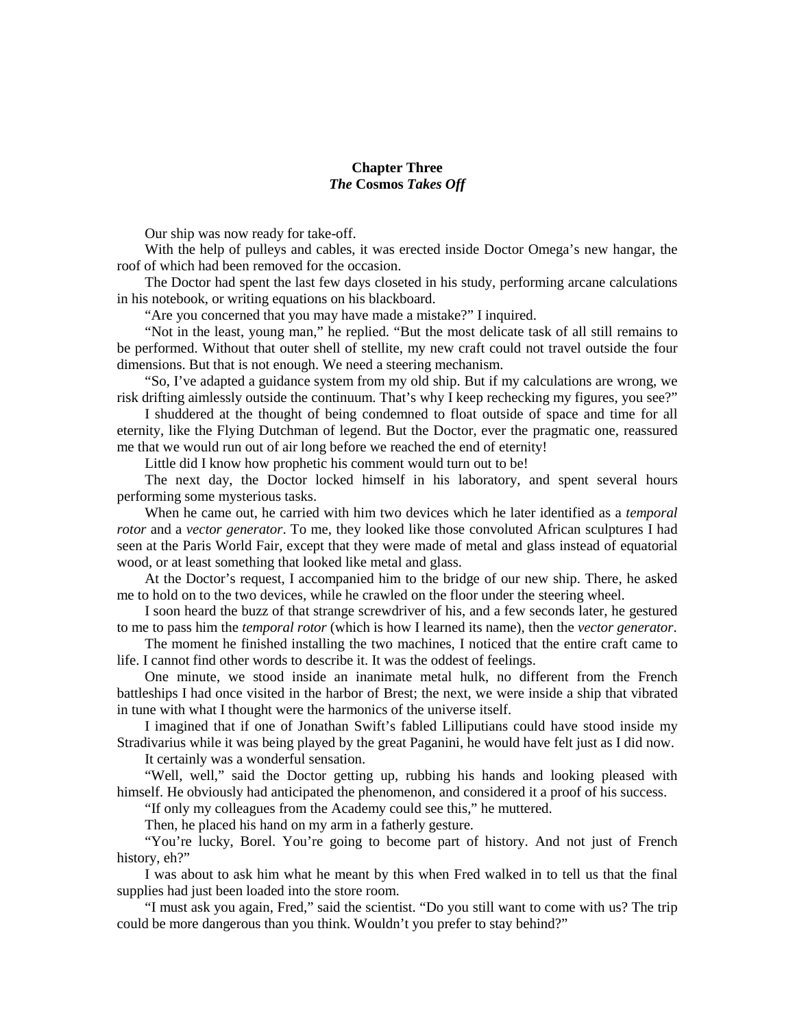## Chapter Three
## *The* **Cosmos** *Takes Off*

Our ship was now ready for take-off.

With the help of pulleys and cables, it was erected inside Doctor Omega's new hangar, the roof of which had been removed for the occasion.

The Doctor had spent the last few days closeted in his study, performing arcane calculations in his notebook, or writing equations on his blackboard.

"Are you concerned that you may have made a mistake?" I inquired.

"Not in the least, young man," he replied. "But the most delicate task of all still remains to be performed. Without that outer shell of stellite, my new craft could not travel outside the four dimensions. But that is not enough. We need a steering mechanism.

"So, I've adapted a guidance system from my old ship. But if my calculations are wrong, we risk drifting aimlessly outside the continuum. That's why I keep rechecking my figures, you see?"

I shuddered at the thought of being condemned to float outside of space and time for all eternity, like the Flying Dutchman of legend. But the Doctor, ever the pragmatic one, reassured me that we would run out of air long before we reached the end of eternity!

Little did I know how prophetic his comment would turn out to be!

The next day, the Doctor locked himself in his laboratory, and spent several hours performing some mysterious tasks.

When he came out, he carried with him two devices which he later identified as a *temporal rotor* and a *vector generator*. To me, they looked like those convoluted African sculptures I had seen at the Paris World Fair, except that they were made of metal and glass instead of equatorial wood, or at least something that looked like metal and glass.

At the Doctor's request, I accompanied him to the bridge of our new ship. There, he asked me to hold on to the two devices, while he crawled on the floor under the steering wheel.

I soon heard the buzz of that strange screwdriver of his, and a few seconds later, he gestured to me to pass him the *temporal rotor* (which is how I learned its name), then the *vector generator*.

The moment he finished installing the two machines, I noticed that the entire craft came to life. I cannot find other words to describe it. It was the oddest of feelings.

One minute, we stood inside an inanimate metal hulk, no different from the French battleships I had once visited in the harbor of Brest; the next, we were inside a ship that vibrated in tune with what I thought were the harmonics of the universe itself.

I imagined that if one of Jonathan Swift's fabled Lilliputians could have stood inside my Stradivarius while it was being played by the great Paganini, he would have felt just as I did now.

It certainly was a wonderful sensation.

"Well, well," said the Doctor getting up, rubbing his hands and looking pleased with himself. He obviously had anticipated the phenomenon, and considered it a proof of his success.

"If only my colleagues from the Academy could see this," he muttered.

Then, he placed his hand on my arm in a fatherly gesture.

"You're lucky, Borel. You're going to become part of history. And not just of French history, eh?"

I was about to ask him what he meant by this when Fred walked in to tell us that the final supplies had just been loaded into the store room.

"I must ask you again, Fred," said the scientist. "Do you still want to come with us? The trip could be more dangerous than you think. Wouldn't you prefer to stay behind?"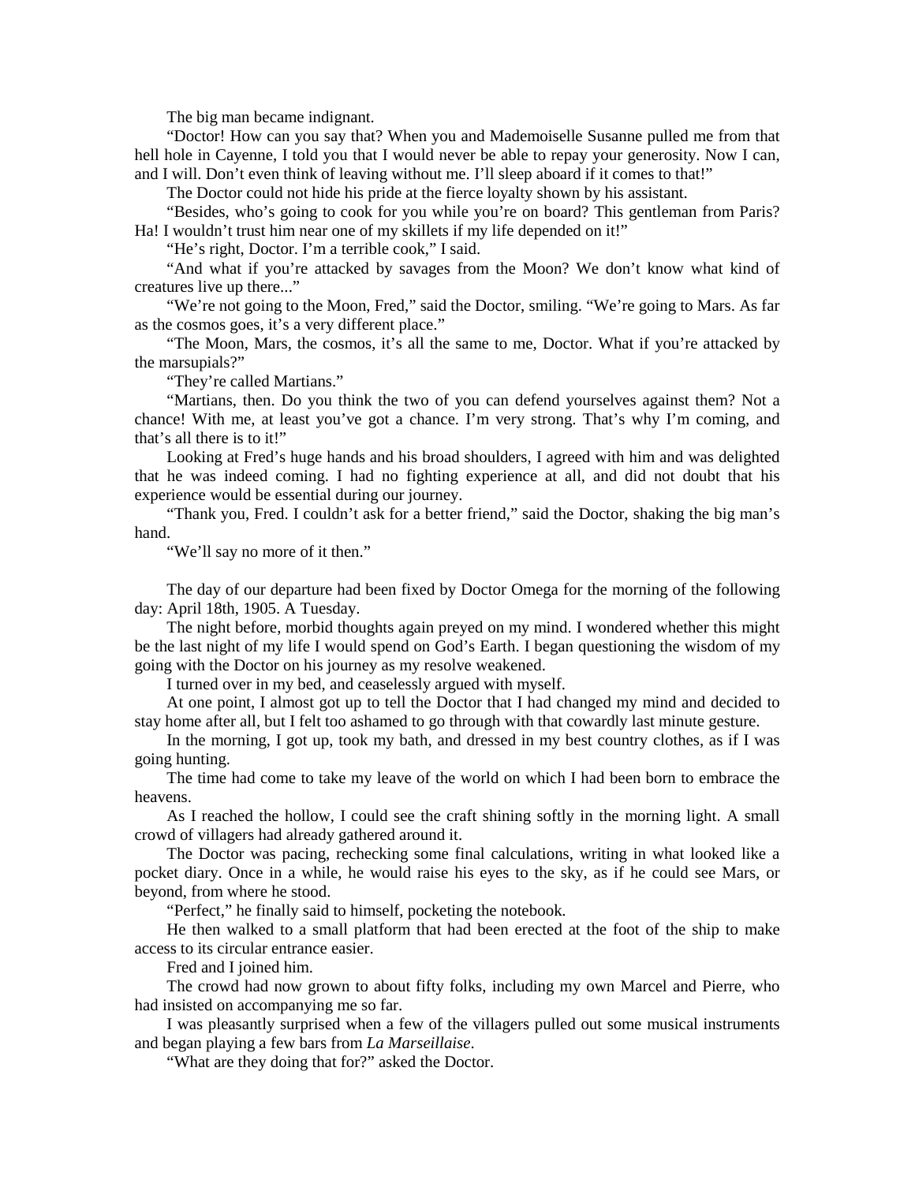The big man became indignant.

"Doctor! How can you say that? When you and Mademoiselle Susanne pulled me from that hell hole in Cayenne, I told you that I would never be able to repay your generosity. Now I can, and I will. Don't even think of leaving without me. I'll sleep aboard if it comes to that!"

The Doctor could not hide his pride at the fierce loyalty shown by his assistant.

"Besides, who's going to cook for you while you're on board? This gentleman from Paris? Ha! I wouldn't trust him near one of my skillets if my life depended on it!"

"He's right, Doctor. I'm a terrible cook," I said.

"And what if you're attacked by savages from the Moon? We don't know what kind of creatures live up there..."

"We're not going to the Moon, Fred," said the Doctor, smiling. "We're going to Mars. As far as the cosmos goes, it's a very different place."

"The Moon, Mars, the cosmos, it's all the same to me, Doctor. What if you're attacked by the marsupials?"

"They're called Martians."

"Martians, then. Do you think the two of you can defend yourselves against them? Not a chance! With me, at least you've got a chance. I'm very strong. That's why I'm coming, and that's all there is to it!"

Looking at Fred's huge hands and his broad shoulders, I agreed with him and was delighted that he was indeed coming. I had no fighting experience at all, and did not doubt that his experience would be essential during our journey.

"Thank you, Fred. I couldn't ask for a better friend," said the Doctor, shaking the big man's hand.

"We'll say no more of it then."

The day of our departure had been fixed by Doctor Omega for the morning of the following day: April 18th, 1905. A Tuesday.

The night before, morbid thoughts again preyed on my mind. I wondered whether this might be the last night of my life I would spend on God's Earth. I began questioning the wisdom of my going with the Doctor on his journey as my resolve weakened.

I turned over in my bed, and ceaselessly argued with myself.

At one point, I almost got up to tell the Doctor that I had changed my mind and decided to stay home after all, but I felt too ashamed to go through with that cowardly last minute gesture.

In the morning, I got up, took my bath, and dressed in my best country clothes, as if I was going hunting.

The time had come to take my leave of the world on which I had been born to embrace the heavens.

As I reached the hollow, I could see the craft shining softly in the morning light. A small crowd of villagers had already gathered around it.

The Doctor was pacing, rechecking some final calculations, writing in what looked like a pocket diary. Once in a while, he would raise his eyes to the sky, as if he could see Mars, or beyond, from where he stood.

"Perfect," he finally said to himself, pocketing the notebook.

He then walked to a small platform that had been erected at the foot of the ship to make access to its circular entrance easier.

Fred and I joined him.

The crowd had now grown to about fifty folks, including my own Marcel and Pierre, who had insisted on accompanying me so far.

I was pleasantly surprised when a few of the villagers pulled out some musical instruments and began playing a few bars from *La Marseillaise*.

"What are they doing that for?" asked the Doctor.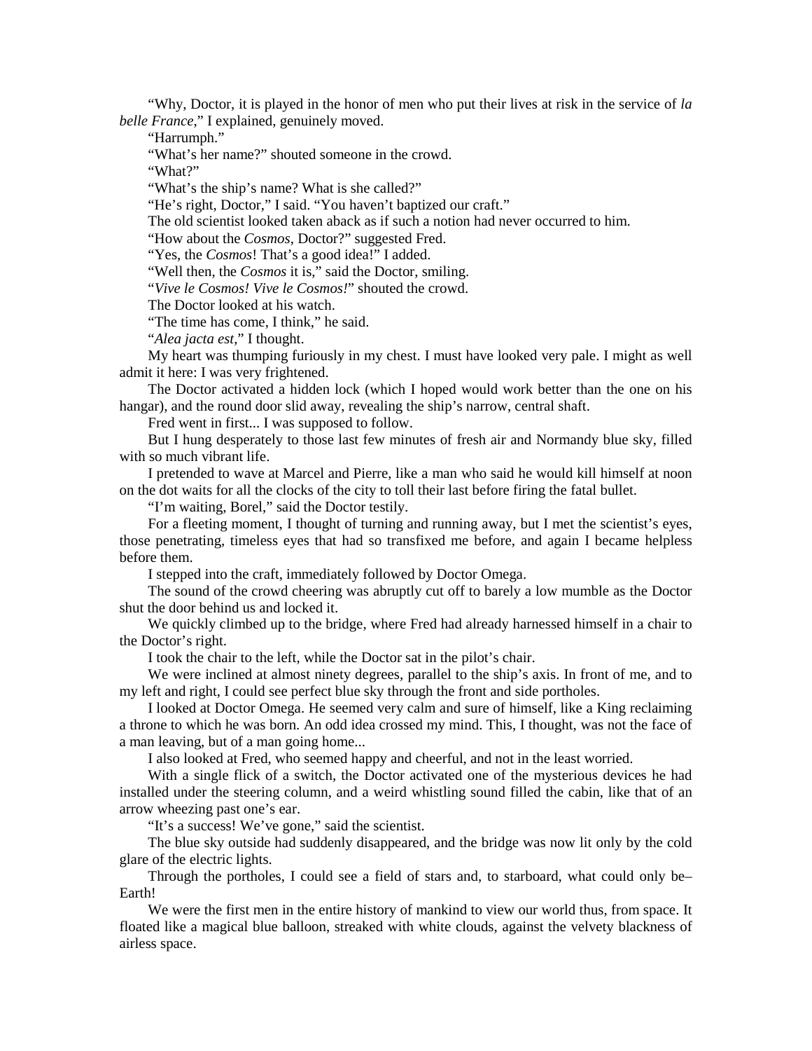"Why, Doctor, it is played in the honor of men who put their lives at risk in the service of *la belle France*," I explained, genuinely moved.

"Harrumph."

"What's her name?" shouted someone in the crowd.

"What?"

"What's the ship's name? What is she called?"

"He's right, Doctor," I said. "You haven't baptized our craft."

The old scientist looked taken aback as if such a notion had never occurred to him.

"How about the *Cosmos*, Doctor?" suggested Fred.

"Yes, the *Cosmos*! That's a good idea!" I added.

"Well then, the *Cosmos* it is," said the Doctor, smiling.

"*Vive le Cosmos! Vive le Cosmos!*" shouted the crowd.

The Doctor looked at his watch.

"The time has come, I think," he said.

"*Alea jacta est*," I thought.

My heart was thumping furiously in my chest. I must have looked very pale. I might as well admit it here: I was very frightened.

The Doctor activated a hidden lock (which I hoped would work better than the one on his hangar), and the round door slid away, revealing the ship's narrow, central shaft.

Fred went in first... I was supposed to follow.

But I hung desperately to those last few minutes of fresh air and Normandy blue sky, filled with so much vibrant life.

I pretended to wave at Marcel and Pierre, like a man who said he would kill himself at noon on the dot waits for all the clocks of the city to toll their last before firing the fatal bullet.

"I'm waiting, Borel," said the Doctor testily.

For a fleeting moment, I thought of turning and running away, but I met the scientist's eyes, those penetrating, timeless eyes that had so transfixed me before, and again I became helpless before them.

I stepped into the craft, immediately followed by Doctor Omega.

The sound of the crowd cheering was abruptly cut off to barely a low mumble as the Doctor shut the door behind us and locked it.

We quickly climbed up to the bridge, where Fred had already harnessed himself in a chair to the Doctor's right.

I took the chair to the left, while the Doctor sat in the pilot's chair.

We were inclined at almost ninety degrees, parallel to the ship's axis. In front of me, and to my left and right, I could see perfect blue sky through the front and side portholes.

I looked at Doctor Omega. He seemed very calm and sure of himself, like a King reclaiming a throne to which he was born. An odd idea crossed my mind. This, I thought, was not the face of a man leaving, but of a man going home...

I also looked at Fred, who seemed happy and cheerful, and not in the least worried.

With a single flick of a switch, the Doctor activated one of the mysterious devices he had installed under the steering column, and a weird whistling sound filled the cabin, like that of an arrow wheezing past one's ear.

"It's a success! We've gone," said the scientist.

The blue sky outside had suddenly disappeared, and the bridge was now lit only by the cold glare of the electric lights.

Through the portholes, I could see a field of stars and, to starboard, what could only be– Earth!

We were the first men in the entire history of mankind to view our world thus, from space. It floated like a magical blue balloon, streaked with white clouds, against the velvety blackness of airless space.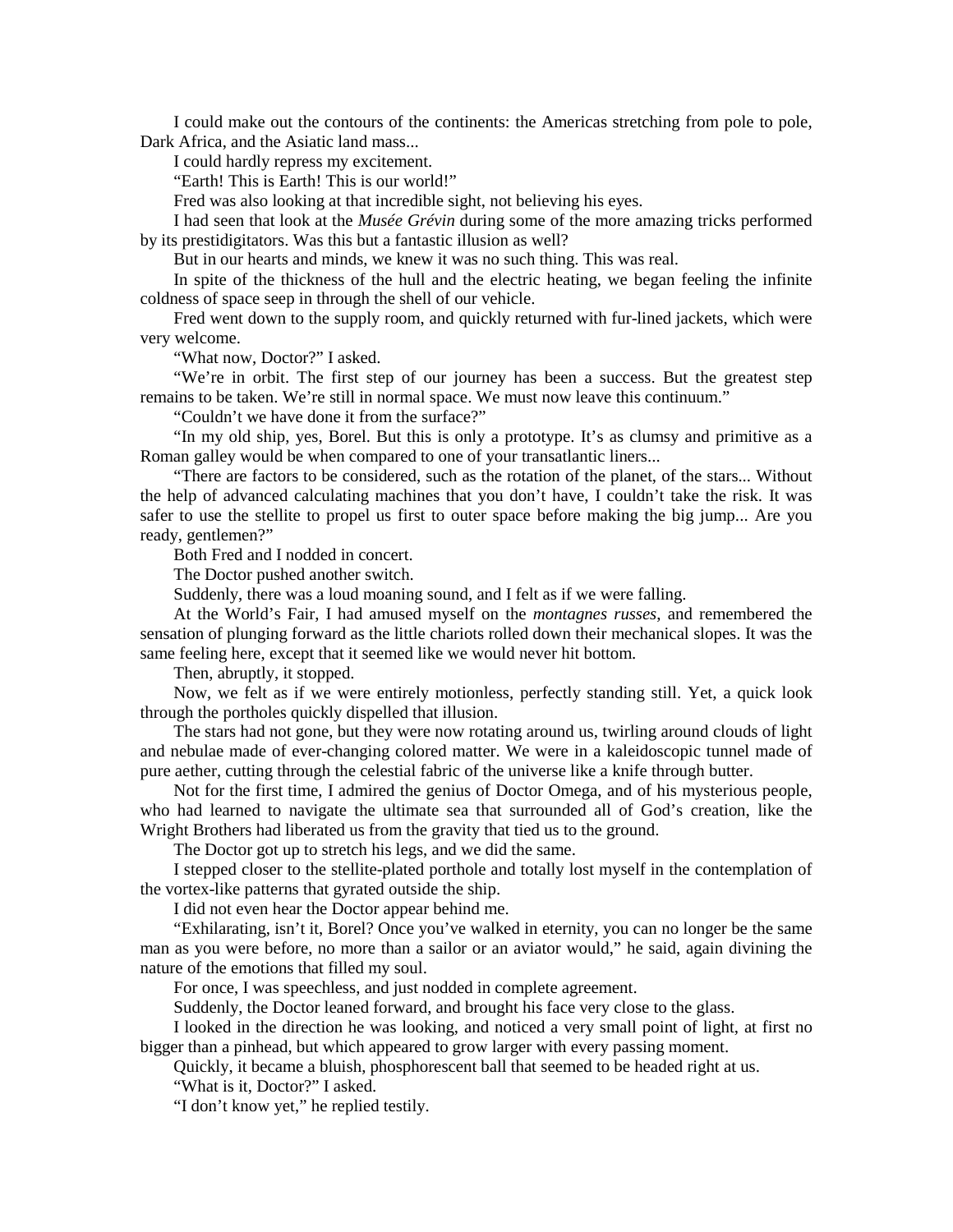I could make out the contours of the continents: the Americas stretching from pole to pole, Dark Africa, and the Asiatic land mass...

I could hardly repress my excitement.

"Earth! This is Earth! This is our world!"

Fred was also looking at that incredible sight, not believing his eyes.

I had seen that look at the *Musée Grévin* during some of the more amazing tricks performed by its prestidigitators. Was this but a fantastic illusion as well?

But in our hearts and minds, we knew it was no such thing. This was real.

In spite of the thickness of the hull and the electric heating, we began feeling the infinite coldness of space seep in through the shell of our vehicle.

Fred went down to the supply room, and quickly returned with fur-lined jackets, which were very welcome.

"What now, Doctor?" I asked.

"We're in orbit. The first step of our journey has been a success. But the greatest step remains to be taken. We're still in normal space. We must now leave this continuum."

"Couldn't we have done it from the surface?"

"In my old ship, yes, Borel. But this is only a prototype. It's as clumsy and primitive as a Roman galley would be when compared to one of your transatlantic liners...

"There are factors to be considered, such as the rotation of the planet, of the stars... Without the help of advanced calculating machines that you don't have, I couldn't take the risk. It was safer to use the stellite to propel us first to outer space before making the big jump... Are you ready, gentlemen?"

Both Fred and I nodded in concert.

The Doctor pushed another switch.

Suddenly, there was a loud moaning sound, and I felt as if we were falling.

At the World's Fair, I had amused myself on the *montagnes russes*, and remembered the sensation of plunging forward as the little chariots rolled down their mechanical slopes. It was the same feeling here, except that it seemed like we would never hit bottom.

Then, abruptly, it stopped.

Now, we felt as if we were entirely motionless, perfectly standing still. Yet, a quick look through the portholes quickly dispelled that illusion.

The stars had not gone, but they were now rotating around us, twirling around clouds of light and nebulae made of ever-changing colored matter. We were in a kaleidoscopic tunnel made of pure aether, cutting through the celestial fabric of the universe like a knife through butter.

Not for the first time, I admired the genius of Doctor Omega, and of his mysterious people, who had learned to navigate the ultimate sea that surrounded all of God's creation, like the Wright Brothers had liberated us from the gravity that tied us to the ground.

The Doctor got up to stretch his legs, and we did the same.

I stepped closer to the stellite-plated porthole and totally lost myself in the contemplation of the vortex-like patterns that gyrated outside the ship.

I did not even hear the Doctor appear behind me.

"Exhilarating, isn't it, Borel? Once you've walked in eternity, you can no longer be the same man as you were before, no more than a sailor or an aviator would," he said, again divining the nature of the emotions that filled my soul.

For once, I was speechless, and just nodded in complete agreement.

Suddenly, the Doctor leaned forward, and brought his face very close to the glass.

I looked in the direction he was looking, and noticed a very small point of light, at first no bigger than a pinhead, but which appeared to grow larger with every passing moment.

Quickly, it became a bluish, phosphorescent ball that seemed to be headed right at us.

"What is it, Doctor?" I asked.

"I don't know yet," he replied testily.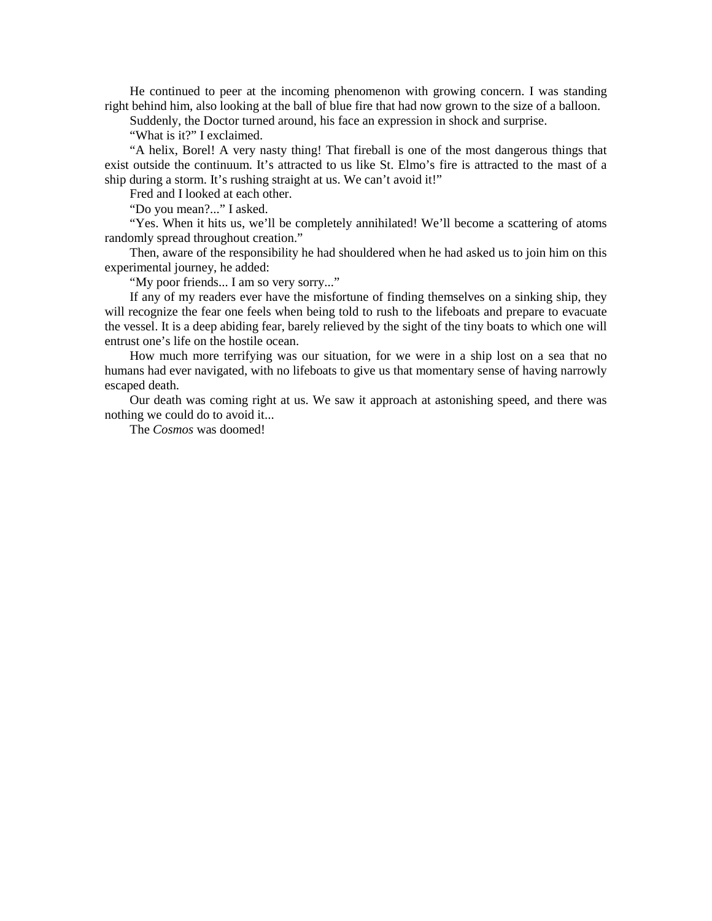He continued to peer at the incoming phenomenon with growing concern. I was standing right behind him, also looking at the ball of blue fire that had now grown to the size of a balloon.

Suddenly, the Doctor turned around, his face an expression in shock and surprise.

“What is it?” I exclaimed.

“A helix, Borel! A very nasty thing! That fireball is one of the most dangerous things that exist outside the continuum. It’s attracted to us like St. Elmo’s fire is attracted to the mast of a ship during a storm. It’s rushing straight at us. We can’t avoid it!”

Fred and I looked at each other.

“Do you mean?...” I asked.

“Yes. When it hits us, we’ll be completely annihilated! We’ll become a scattering of atoms randomly spread throughout creation.”

Then, aware of the responsibility he had shouldered when he had asked us to join him on this experimental journey, he added:

“My poor friends... I am so very sorry...”

If any of my readers ever have the misfortune of finding themselves on a sinking ship, they will recognize the fear one feels when being told to rush to the lifeboats and prepare to evacuate the vessel. It is a deep abiding fear, barely relieved by the sight of the tiny boats to which one will entrust one’s life on the hostile ocean.

How much more terrifying was our situation, for we were in a ship lost on a sea that no humans had ever navigated, with no lifeboats to give us that momentary sense of having narrowly escaped death.

Our death was coming right at us. We saw it approach at astonishing speed, and there was nothing we could do to avoid it...

The *Cosmos* was doomed!